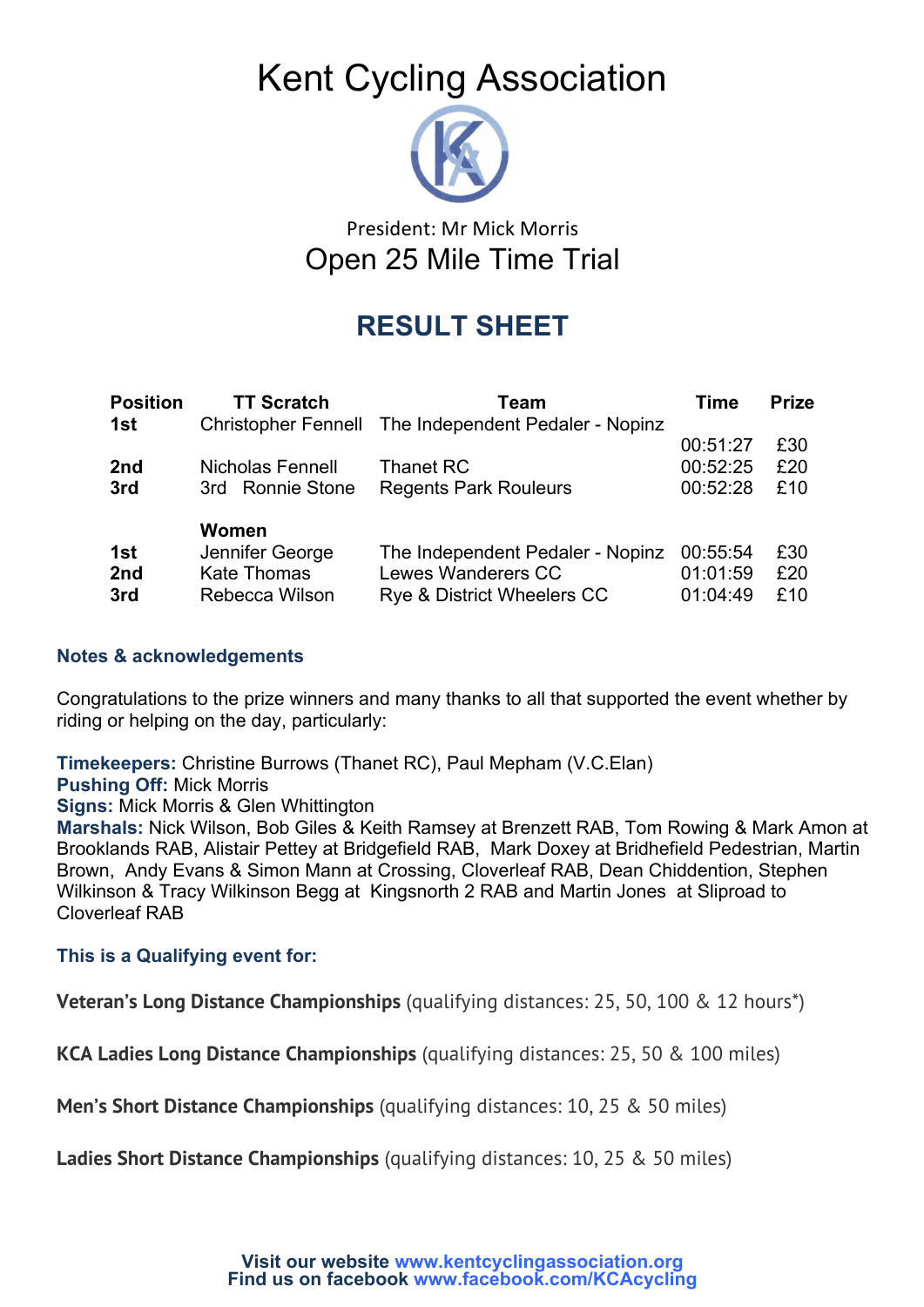# Kent Cycling Association

President: Mr Mick Morris

## Open 25 Mile Time Trial

## RESULT SHEET

| Position | TT Scratch | Team | Time | Prize |
|---|---|---|---|---|
| 1st | Christopher Fennell | The Independent Pedaler - Nopinz | 00:51:27 | £30 |
| 2nd | Nicholas Fennell | Thanet RC | 00:52:25 | £20 |
| 3rd | 3rd Ronnie Stone | Regents Park Rouleurs | 00:52:28 | £10 |
| | **Women** | | | |
| 1st | Jennifer George | The Independent Pedaler - Nopinz | 00:55:54 | £30 |
| 2nd | Kate Thomas | Lewes Wanderers CC | 01:01:59 | £20 |
| 3rd | Rebecca Wilson | Rye & District Wheelers CC | 01:04:49 | £10 |

### Notes & acknowledgements

Congratulations to the prize winners and many thanks to all that supported the event whether by riding or helping on the day, particularly:

**Timekeepers:** Christine Burrows (Thanet RC), Paul Mepham (V.C.Elan)
**Pushing Off:** Mick Morris
**Signs:** Mick Morris & Glen Whittington
**Marshals:** Nick Wilson, Bob Giles & Keith Ramsey at Brenzett RAB, Tom Rowing & Mark Amon at Brooklands RAB, Alistair Pettey at Bridgefield RAB, Mark Doxey at Bridhefield Pedestrian, Martin Brown, Andy Evans & Simon Mann at Crossing, Cloverleaf RAB, Dean Chiddention, Stephen Wilkinson & Tracy Wilkinson Begg at Kingsnorth 2 RAB and Martin Jones at Sliproad to Cloverleaf RAB

### This is a Qualifying event for:

**Veteran's Long Distance Championships** (qualifying distances: 25, 50, 100 & 12 hours*)

**KCA Ladies Long Distance Championships** (qualifying distances: 25, 50 & 100 miles)

**Men's Short Distance Championships** (qualifying distances: 10, 25 & 50 miles)

**Ladies Short Distance Championships** (qualifying distances: 10, 25 & 50 miles)

**Visit our website www.kentcyclingassociation.org**
**Find us on facebook www.facebook.com/KCAcycling**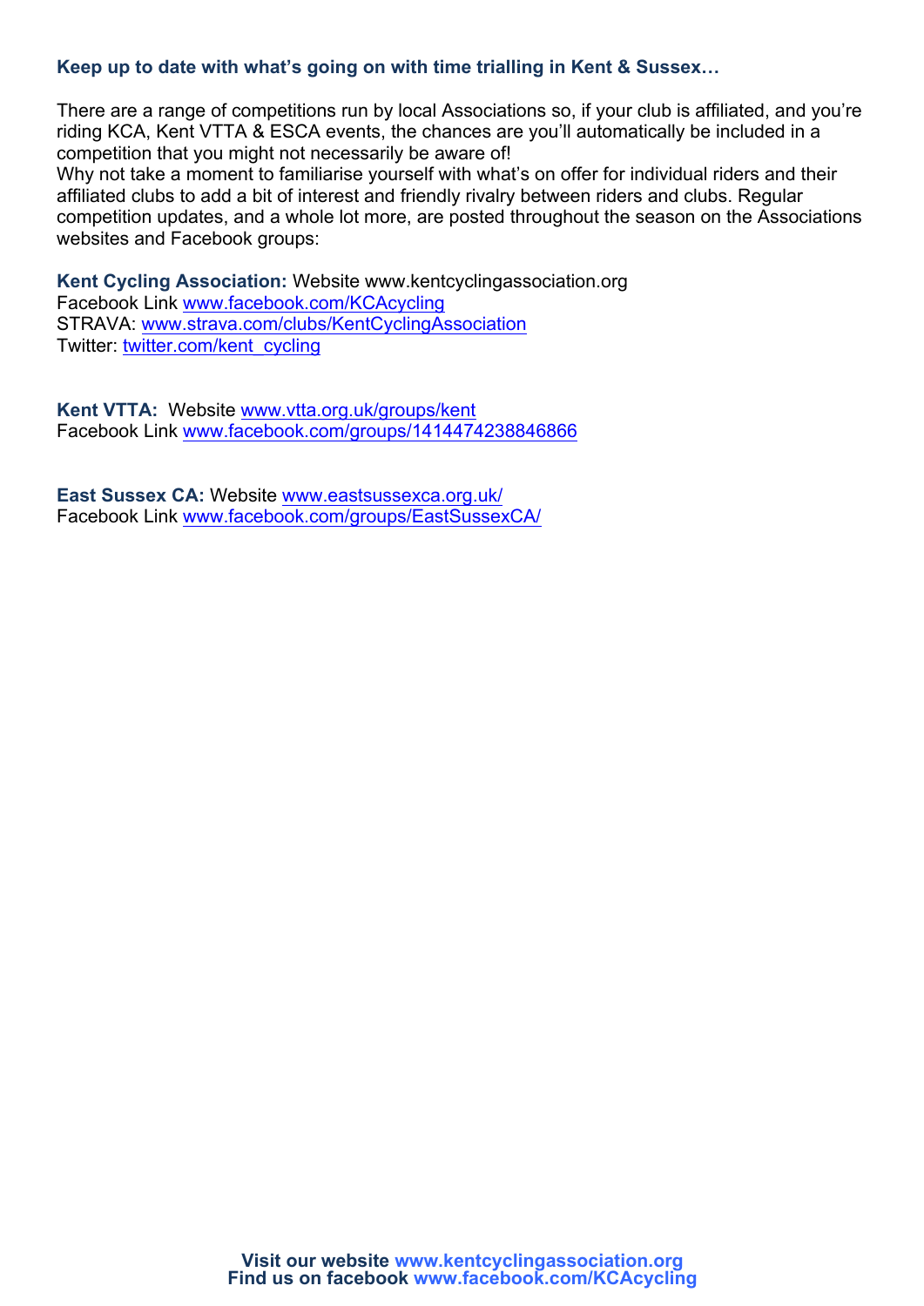**Keep up to date with what's going on with time trialling in Kent & Sussex…**

There are a range of competitions run by local Associations so, if your club is affiliated, and you're riding KCA, Kent VTTA & ESCA events, the chances are you'll automatically be included in a competition that you might not necessarily be aware of!
Why not take a moment to familiarise yourself with what's on offer for individual riders and their affiliated clubs to add a bit of interest and friendly rivalry between riders and clubs. Regular competition updates, and a whole lot more, are posted throughout the season on the Associations websites and Facebook groups:

**Kent Cycling Association:** Website www.kentcyclingassociation.org
Facebook Link www.facebook.com/KCAcycling
STRAVA: www.strava.com/clubs/KentCyclingAssociation
Twitter: twitter.com/kent_cycling

**Kent VTTA:** Website www.vtta.org.uk/groups/kent
Facebook Link www.facebook.com/groups/1414474238846866

**East Sussex CA:** Website www.eastsussexca.org.uk/
Facebook Link www.facebook.com/groups/EastSussexCA/

**Visit our website www.kentcyclingassociation.org**
**Find us on facebook www.facebook.com/KCAcycling**